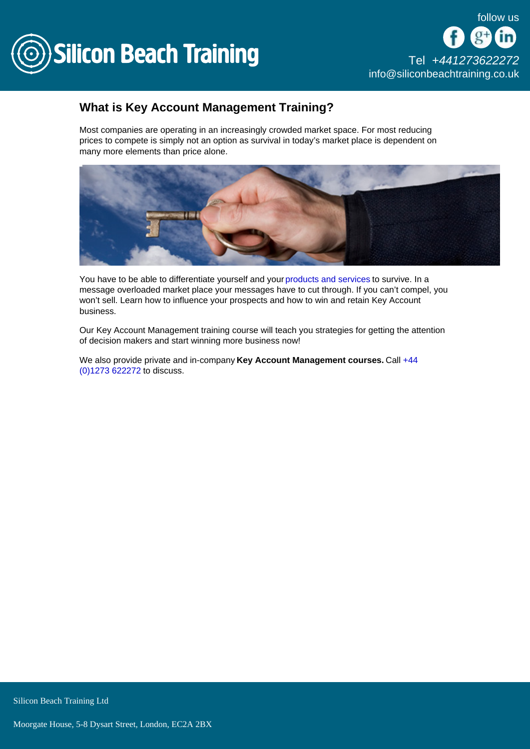# What is Key Account Management Training?

Most companies are operating in an increasingly crowded market space. For most reducing prices to compete is simply not an option as survival in today's market place is dependent on many more elements than price alone.

You have to be able to differentiate yourself and your products and services to survive. In a message overloaded market place your messages have to cut through. If you can't compel, you won't sell. Learn how to influence your prospects and how to win and retain Key Account business.

Our Key Account Management training course will teach you strategies for getting the attention of decision makers and start winning more business now!

We also provide private and in-company **Key Account Management courses.** Call +44 (0)1273 622272 to discuss.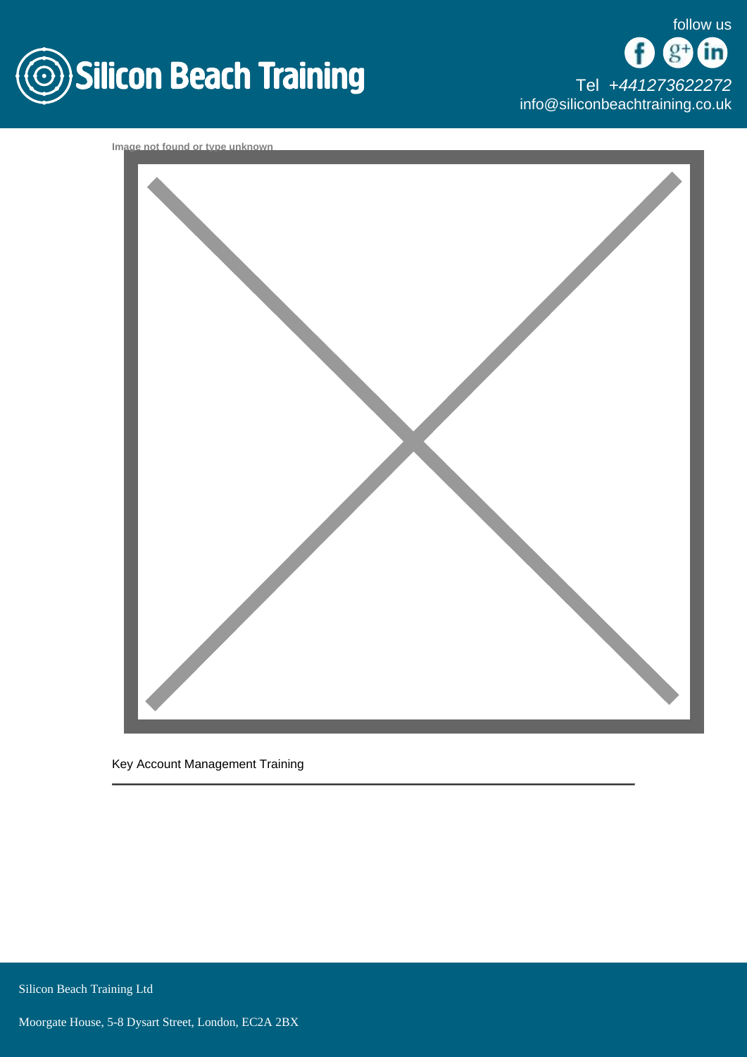Image not found or type unknown

Key Account Management Training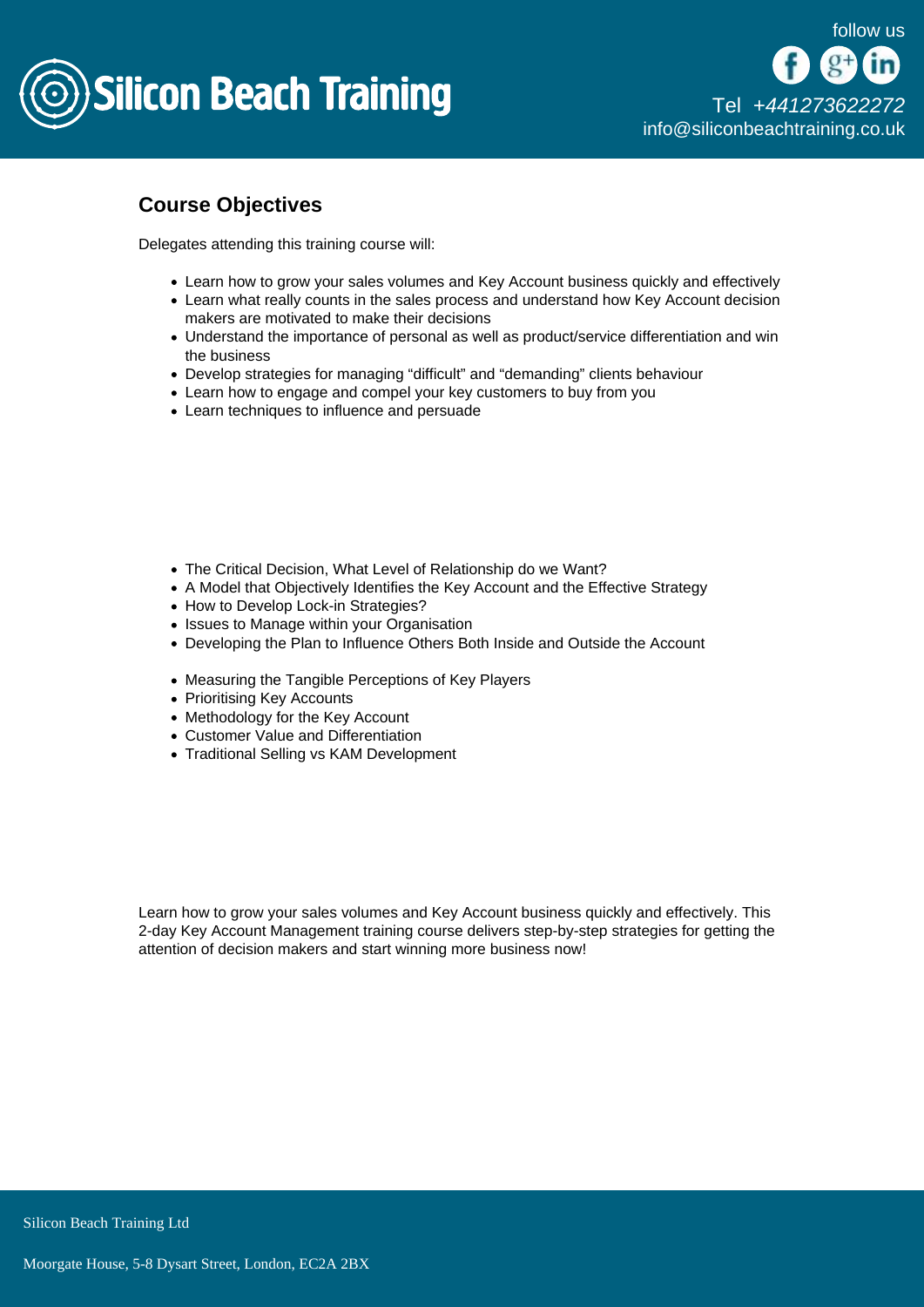## Course Objectives

Delegates attending this training course will:

- Learn how to grow your sales volumes and Key Account business quickly and effectively
- Learn what really counts in the sales process and understand how Key Account decision makers are motivated to make their decisions
- Understand the importance of personal as well as product/service differentiation and win the business
- Develop strategies for managing "difficult" and "demanding" clients behaviour
- Learn how to engage and compel your key customers to buy from you
- Learn techniques to influence and persuade

- The Critical Decision, What Level of Relationship do we Want?
- A Model that Objectively Identifies the Key Account and the Effective Strategy
- How to Develop Lock-in Strategies?
- Issues to Manage within your Organisation
- Developing the Plan to Influence Others Both Inside and Outside the Account

- Measuring the Tangible Perceptions of Key Players
- Prioritising Key Accounts
- Methodology for the Key Account
- Customer Value and Differentiation
- Traditional Selling vs KAM Development

Learn how to grow your sales volumes and Key Account business quickly and effectively. This 2-day Key Account Management training course delivers step-by-step strategies for getting the attention of decision makers and start winning more business now!